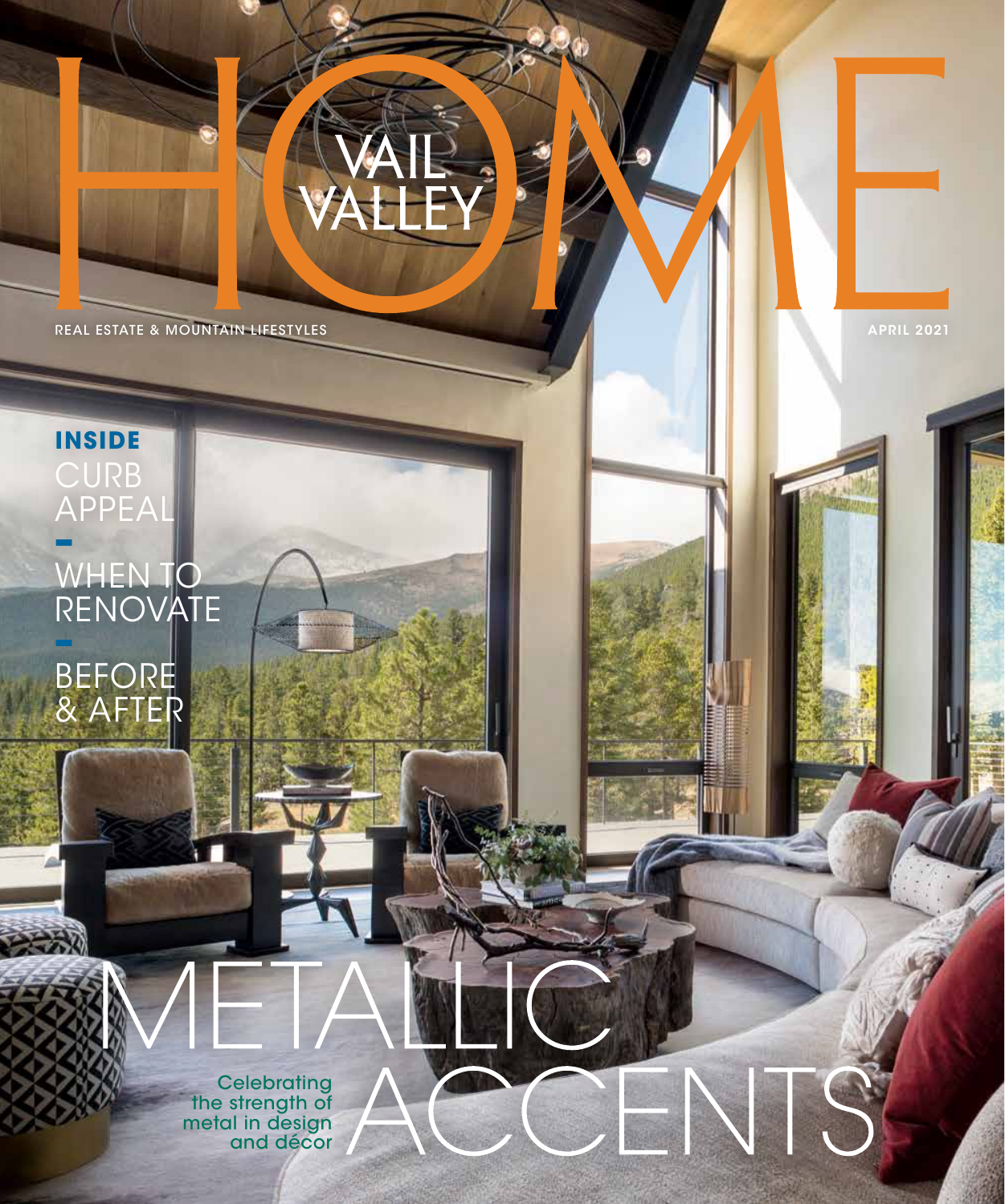# VAIL VALLEY HOME

REAL ESTATE & MOUNTAIN LIFESTYLES

APRIL 2021

**INSIDE**

CURB APPEAL

WHEN TO RENOVATE

BEFORE & AFTER

# METALLIC ACCENTS

Celebrating the strength of metal in design and décor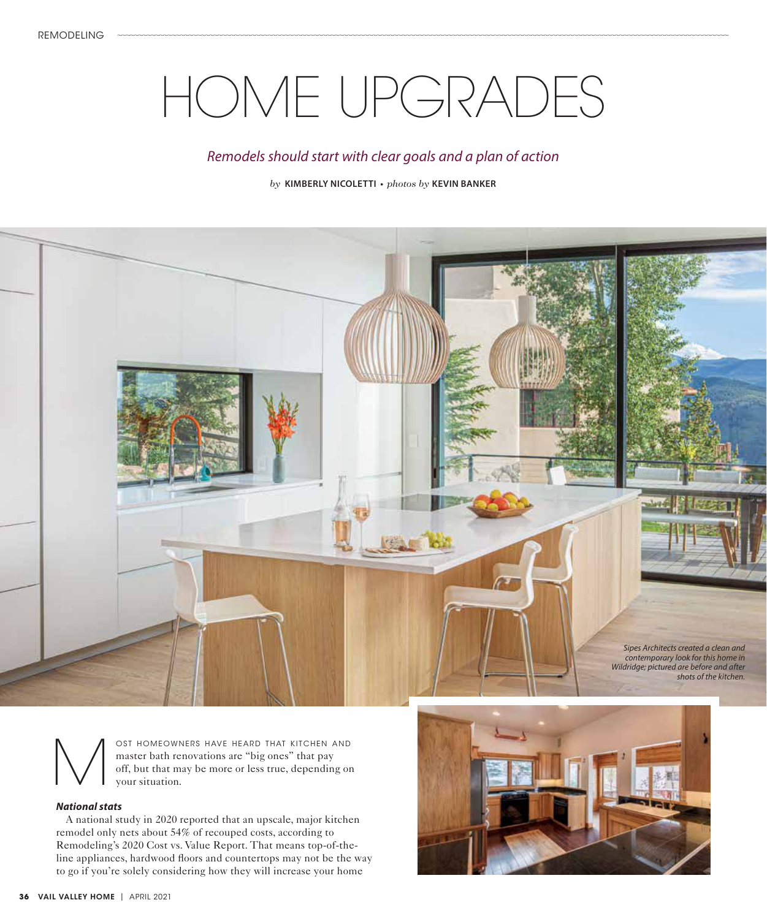# HOME UPGRADES

*Remodels should start with clear goals and a plan of action*

*by* **KIMBERLY NICOLETTI** • *photos by* **KEVIN BANKER**

*Sipes Architects created a clean and contemporary look for this home in Wildridge; pictured are before and after shots of the kitchen.*

MOST HOMEOWNERS HAVE HEARD THAT KITCHEN AND master bath renovations are "big ones" that pay off, but that may be more or less true, depending on your situation.

***National stats***

A national study in 2020 reported that an upscale, major kitchen remodel only nets about 54% of recouped costs, according to Remodeling's 2020 Cost vs. Value Report. That means top-of-the-line appliances, hardwood floors and countertops may not be the way to go if you're solely considering how they will increase your home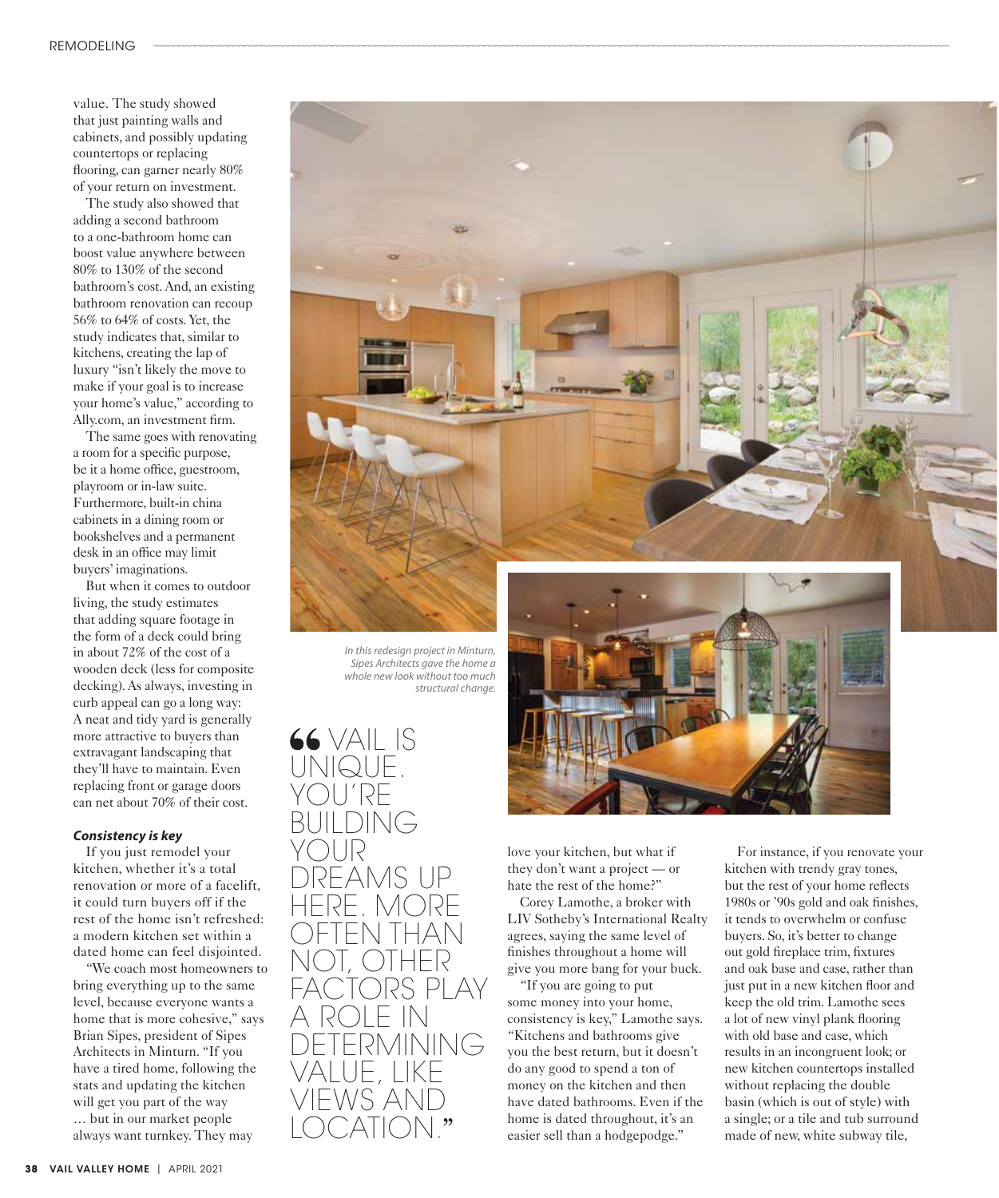value. The study showed that just painting walls and cabinets, and possibly updating countertops or replacing flooring, can garner nearly 80% of your return on investment.

The study also showed that adding a second bathroom to a one-bathroom home can boost value anywhere between 80% to 130% of the second bathroom's cost. And, an existing bathroom renovation can recoup 56% to 64% of costs. Yet, the study indicates that, similar to kitchens, creating the lap of luxury "isn't likely the move to make if your goal is to increase your home's value," according to Ally.com, an investment firm.

The same goes with renovating a room for a specific purpose, be it a home office, guestroom, playroom or in-law suite. Furthermore, built-in china cabinets in a dining room or bookshelves and a permanent desk in an office may limit buyers' imaginations.

But when it comes to outdoor living, the study estimates that adding square footage in the form of a deck could bring in about 72% of the cost of a wooden deck (less for composite decking). As always, investing in curb appeal can go a long way: A neat and tidy yard is generally more attractive to buyers than extravagant landscaping that they'll have to maintain. Even replacing front or garage doors can net about 70% of their cost.

***Consistency is key***

If you just remodel your kitchen, whether it's a total renovation or more of a facelift, it could turn buyers off if the rest of the home isn't refreshed: a modern kitchen set within a dated home can feel disjointed.

"We coach most homeowners to bring everything up to the same level, because everyone wants a home that is more cohesive," says Brian Sipes, president of Sipes Architects in Minturn. "If you have a tired home, following the stats and updating the kitchen will get you part of the way … but in our market people always want turnkey. They may love your kitchen, but what if they don't want a project — or hate the rest of the home?"

*In this redesign project in Minturn, Sipes Architects gave the home a whole new look without too much structural change.*

> "VAIL IS UNIQUE. YOU'RE BUILDING YOUR DREAMS UP HERE. MORE OFTEN THAN NOT, OTHER FACTORS PLAY A ROLE IN DETERMINING VALUE, LIKE VIEWS AND LOCATION."

Corey Lamothe, a broker with LIV Sotheby's International Realty agrees, saying the same level of finishes throughout a home will give you more bang for your buck.

"If you are going to put some money into your home, consistency is key," Lamothe says. "Kitchens and bathrooms give you the best return, but it doesn't do any good to spend a ton of money on the kitchen and then have dated bathrooms. Even if the home is dated throughout, it's an easier sell than a hodgepodge."

For instance, if you renovate your kitchen with trendy gray tones, but the rest of your home reflects 1980s or '90s gold and oak finishes, it tends to overwhelm or confuse buyers. So, it's better to change out gold fireplace trim, fixtures and oak base and case, rather than just put in a new kitchen floor and keep the old trim. Lamothe sees a lot of new vinyl plank flooring with old base and case, which results in an incongruent look; or new kitchen countertops installed without replacing the double basin (which is out of style) with a single; or a tile and tub surround made of new, white subway tile,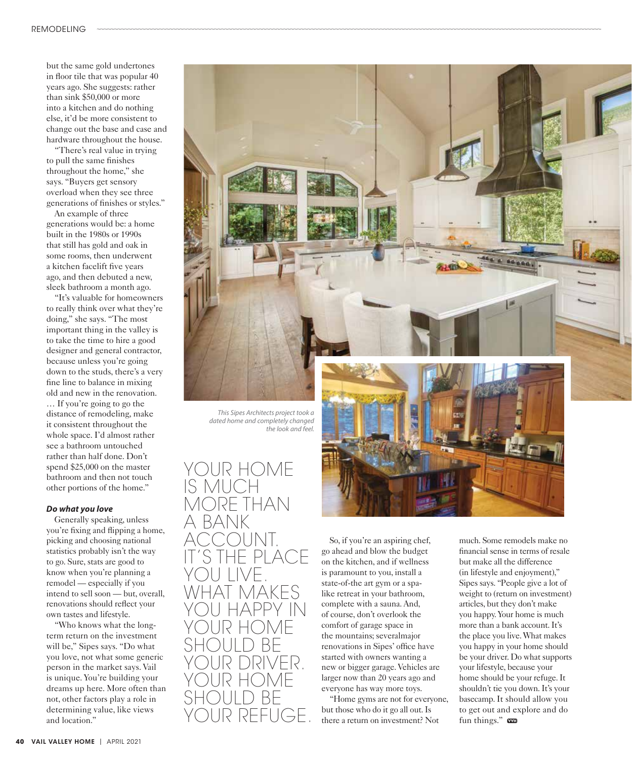but the same gold undertones in floor tile that was popular 40 years ago. She suggests: rather than sink $50,000 or more into a kitchen and do nothing else, it'd be more consistent to change out the base and case and hardware throughout the house.

"There's real value in trying to pull the same finishes throughout the home," she says. "Buyers get sensory overload when they see three generations of finishes or styles."

An example of three generations would be: a home built in the 1980s or 1990s that still has gold and oak in some rooms, then underwent a kitchen facelift five years ago, and then debuted a new, sleek bathroom a month ago.

"It's valuable for homeowners to really think over what they're doing," she says. "The most important thing in the valley is to take the time to hire a good designer and general contractor, because unless you're going down to the studs, there's a very fine line to balance in mixing old and new in the renovation. … If you're going to go the distance of remodeling, make it consistent throughout the whole space. I'd almost rather see a bathroom untouched rather than half done. Don't spend $25,000 on the master bathroom and then not touch other portions of the home."

### *Do what you love*

Generally speaking, unless you're fixing and flipping a home, picking and choosing national statistics probably isn't the way to go. Sure, stats are good to know when you're planning a remodel — especially if you intend to sell soon — but, overall, renovations should reflect your own tastes and lifestyle.

"Who knows what the long-term return on the investment will be," Sipes says. "Do what you love, not what some generic person in the market says. Vail is unique. You're building your dreams up here. More often than not, other factors play a role in determining value, like views and location."

*This Sipes Architects project took a dated home and completely changed the look and feel.*

YOUR HOME IS MUCH MORE THAN A BANK ACCOUNT. IT'S THE PLACE YOU LIVE. WHAT MAKES YOU HAPPY IN YOUR HOME SHOULD BE YOUR DRIVER. YOUR HOME SHOULD BE YOUR REFUGE.

So, if you're an aspiring chef, go ahead and blow the budget on the kitchen, and if wellness is paramount to you, install a state-of-the art gym or a spa-like retreat in your bathroom, complete with a sauna. And, of course, don't overlook the comfort of garage space in the mountains; severalmajor renovations in Sipes' office have started with owners wanting a new or bigger garage. Vehicles are larger now than 20 years ago and everyone has way more toys.

"Home gyms are not for everyone, but those who do it go all out. Is there a return on investment? Not much. Some remodels make no financial sense in terms of resale but make all the difference (in lifestyle and enjoyment)," Sipes says. "People give a lot of weight to (return on investment) articles, but they don't make you happy. Your home is much more than a bank account. It's the place you live. What makes you happy in your home should be your driver. Do what supports your lifestyle, because your home should be your refuge. It shouldn't tie you down. It's your basecamp. It should allow you to get out and explore and do fun things."